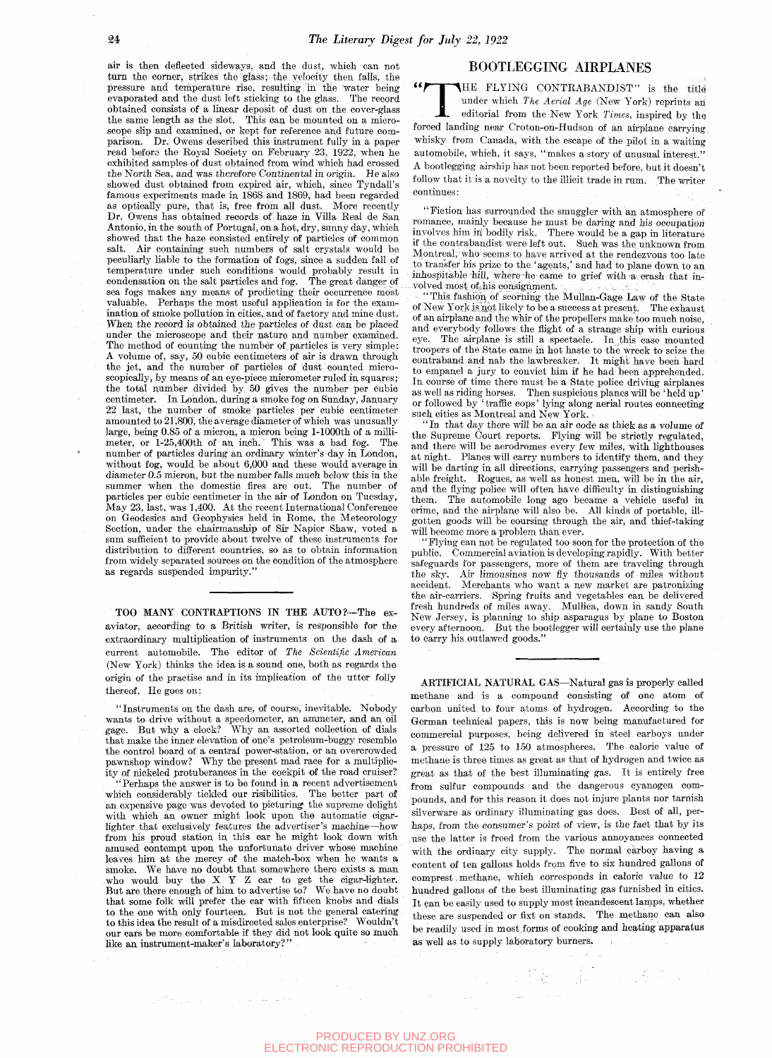air is then deflected sideways, and the dust, which can not turn the corner, strikes the glass; the velocity then falls, the pressure and temperature rise, resulting in the water being evaporated and the dust left sticking to the glass. The record obtained consists of a linear deposit of dust on the cover-glass the same length as the slot. This can be mounted on a microscope slip and examined, or kept for reference and future comparison. Dr. Owens described this instrument fully in a paper read before the Royal Society on February 23, 1922, when he exhibited samples of dust obtained from wind which had crossed the North Sea, and was *therefore Continental in origin.* He also showed dust obtained from expired air, which, since Tyndall's famous experiments made in 1868 and 1869, had been regarded as optically pure, that is, free from all dust. More recently Dr. Owens has obtained records of haze in Villa Real de San Antonio, in the south of Portugal, on a hot, dry, sunny day, which showed that the haze consisted entirely of particles of common salt. Air containing such numbers of salt crystals would be peculiarly liable to the formation of fogs, since a sudden fall of temperature under such conditions would probably result in condensation on the salt particles and fog. The great danger of sea fogs makes any means of predicting their occurrence most valuable. Perhaps the most useful application is for the examination of smoke pollution in cities, and of factory and mine dust. When the *record is obtained the particles of dust can be placed* under the microscope and their nature and number examined. The method of counting the number of particles is very simple: A volume of, say, 50 cubic centimeters of air is drawn through the jet, and the number of particles of dust counted microscopically, by means of an eye-piece micrometer ruled in squares; the total number divided by 50 gives the number per cubic centimeter. In London, during a smoke fog on Sunday, January 22 last, the number of smoke particles per cubic centimeter amounted to 21,800, the average diameter of which was unusually large, being 0.85 of a micron, a micron being 1-1000th of a millimeter, or 1-25,400th of an inch. This was a bad fog. The number of particles during an ordinary winter's day in London, without fog, would be about 6,000 and these would average in *diameter 0.5 micron, but the number falls much below this in the* summer when the domestic fires are out. The number of particles per cubic centimeter in the air of London on Tuesday, May 23, last, was 1,400. At the recent International Conference on Geodesics and Geophysics held in Rome, the Meteorology Section, under the chairmanship of Sir Napier Shaw, voted a sum sufficient to provide about twelve of these instruments for distribution to different countries, so as to obtain information from widely separated sources on the condition of the atmosphere as regards suspended impurity."

---

**TOO MANY CONTRAPTIONS IN THE AUTO?**—The ex-aviator, according to a British writer, is responsible for the extraordinary multiplication of instruments on the dash of a current automobile. The editor of *The Scientific American* (New York) thinks the idea is a sound one, both as regards the origin of the practise and in its implication of the utter folly thereof. He goes on:

"Instruments on the dash are, of course, inevitable. Nobody wants to drive without a speedometer, an ammeter, and an oil gage. But why a clock? Why an assorted collection of dials that make the inner elevation of one's petroleum-buggy resemble the control board of a central power-station, or an overcrowded pawnshop window? Why the present mad race for a multiplicity of nickeled protuberances in the cockpit of the road cruiser?

"Perhaps the answer is to be found in a recent advertisement which considerably tickled our risibilities. The better part of an expensive page was devoted to picturing the supreme delight with which an owner might look upon the automatic cigar-lighter that exclusively features the advertiser's machine—how from his proud station in this car he might look down with amused contempt upon the unfortunate driver whose machine leaves him at the mercy of the match-box when he wants a smoke. We have no doubt that somewhere there exists a man who would buy the X Y Z car to get the cigar-lighter. But are there enough of him to advertise to? We have no doubt that some folk will prefer the car with fifteen knobs and dials to the one with only fourteen. But is not the general catering to this idea the result of a misdirected sales enterprise? Wouldn't our ears be more comfortable if they did not look quite so much like an instrument-maker's laboratory?"

## BOOTLEGGING AIRPLANES

"THE FLYING CONTRABANDIST" is the title under which *The Aerial Age* (New York) reprints an editorial from the New York *Times*, inspired by the forced landing near Croton-on-Hudson of an airplane carrying whisky from Canada, with the escape of the pilot in a waiting automobile, which, it says, "makes a story of unusual interest." A bootlegging airship has not been reported before, but it doesn't follow that it is a novelty to the illicit trade in rum. The writer continues:

"Fiction has surrounded the smuggler with an atmosphere of romance, mainly because he must be daring and his occupation involves him in bodily risk. There would be a gap in literature if the contrabandist were left out. Such was the unknown from Montreal, who seems to have arrived at the rendezvous too late to transfer his prize to the 'agents,' and had to plane down to an inhospitable hill, where he came to grief with a crash that involved most of his consignment.

"This fashion of scorning the Mullan-Gage Law of the State of New York is not likely to be a success at present. The exhaust of an airplane and the whir of the propellers make too much noise, and everybody follows the flight of a strange ship with curious eye. The airplane is still a spectacle. In this case mounted troopers of the State came in hot haste to the wreck to seize the contraband and nab the lawbreaker. It might have been hard to empanel a jury to convict him if he had been apprehended. In course of time there must be a State police driving airplanes as well as riding horses. Then suspicious planes will be 'held up' or followed by 'traffic cops' lying along aerial routes connecting such cities as Montreal and New York.

"In that day there will be an air code as thick as a volume of the Supreme Court reports. Flying will be strictly regulated, and there will be aerodromes every few miles, with lighthouses at night. Planes will carry numbers to identify them, and they will be darting in all directions, carrying passengers and perishable freight. Rogues, as well as honest men, will be in the air, and the flying police will often have difficulty in distinguishing them. The automobile long ago became a vehicle useful in crime, and the airplane will also be. All kinds of portable, ill-gotten goods will be coursing through the air, and thief-taking will become more a problem than ever.

"Flying can not be regulated too soon for the protection of the public. Commercial aviation is developing rapidly. With better safeguards for passengers, more of them are traveling through the sky. *Air limousines* now fly thousands of miles *without* accident. Merchants who want a new market are patronizing the air-carriers. Spring fruits and vegetables can be delivered fresh hundreds of miles away. Mullica, down in sandy South New Jersey, is planning to ship asparagus by plane to Boston every afternoon. But the bootlegger will certainly use the plane to carry his outlawed goods."

---

**ARTIFICIAL NATURAL GAS**—Natural gas is properly called methane and is a compound consisting of one atom of carbon united to four atoms of hydrogen. According to the German technical papers, this is now being manufactured for commercial purposes, being delivered in steel carboys under a pressure of 125 to 150 atmospheres. The caloric value of methane is three times as great as that of hydrogen and twice as great as that of the best illuminating gas. It is entirely free from sulfur compounds and the dangerous cyanogen compounds, and for this reason it does not injure plants nor tarnish silverware as ordinary illuminating gas does. Best of all, perhaps, *from the consumer's point of view,* is the fact that by its use the latter is freed from the various annoyances connected with the ordinary city supply. The normal carboy having a content of ten gallons holds from five to six hundred gallons of compress methane, which corresponds in caloric value to 12 hundred gallons of the best illuminating gas furnished in cities. It can be easily used to supply most incandescent lamps, whether these are suspended or fixt on stands. The methane can also be readily used in most forms of cooking and heating apparatus as well as to supply laboratory burners.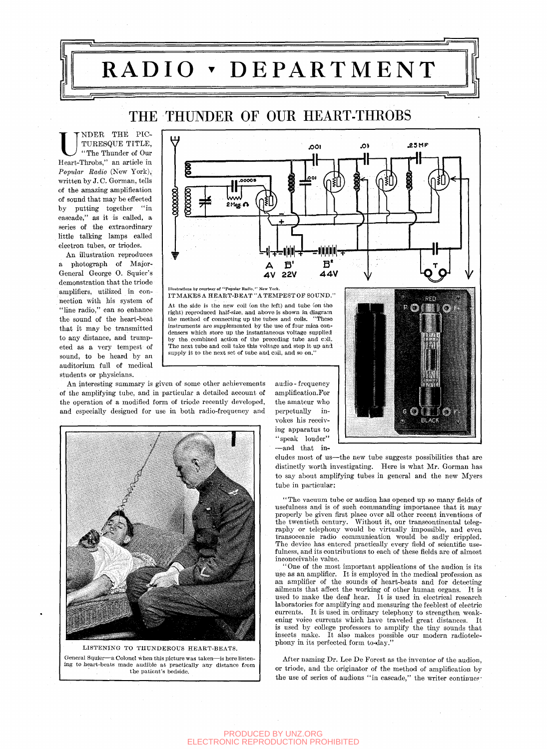# RADIO • DEPARTMENT

## THE THUNDER OF OUR HEART-THROBS

UNDER THE PICTURESQUE TITLE, "The Thunder of Our Heart-Throbs," an article in *Popular Radio* (New York), written by J. C. Gorman, tells of the amazing amplification of sound that may be effected by putting together "in cascade," as it is called, a series of the extraordinary little talking lamps called electron tubes, or triodes.

An illustration reproduces a photograph of Major-General George O. Squier's demonstration that the triode amplifiers, utilized in connection with his system of "line radio," can so enhance the sound of the heart-beat that it may be transmitted to any distance, and trumpeted as a very tempest of sound, to be heard by an auditorium full of medical students or physicians.

Illustrations by courtesy of "Popular Radio," New York.

IT MAKES A HEART-BEAT "A TEMPEST OF SOUND."

At the side is the new coil (on the left) and tube (on the right) reproduced half-size, and above is shown in diagram the method of connecting up the tubes and coils. "These instruments are supplemented by the use of four mica condensers which store up the instantaneous voltage supplied by the combined action of the preceding tube and coil. The next tube and coil take this voltage and step it up and supply it to the next set of tube and coil, and so on."

An interesting summary is given of some other achievements of the amplifying tube, and in particular a detailed account of the operation of a modified form of triode recently developed, and especially designed for use in both radio-frequency and audio-frequency amplification. For the amateur who perpetually invokes his receiving apparatus to "speak louder"—and that includes most of us—the new tube suggests possibilities that are distinctly worth investigating. Here is what Mr. Gorman has to say about amplifying tubes in general and the new Myers tube in particular:

"The vacuum tube or audion has opened up so many fields of usefulness and is of such commanding importance that it may properly be given first place over all other recent inventions of the twentieth century. Without it, our transcontinental telegraphy or telephony would be virtually impossible, and even transoceanic radio communication would be sadly crippled. The device has entered practically every field of scientific usefulness, and its contributions to each of these fields are of almost inconceivable value.

"One of the most important applications of the audion is its use as an amplifier. It is employed in the medical profession as an amplifier of the sounds of heart-beats and for detecting ailments that affect the working of other human organs. It is used to make the deaf hear. It is used in electrical research laboratories for amplifying and measuring the feeblest of electric currents. It is used in ordinary telephony to strengthen weakening voice currents which have traveled great distances. It is used by college professors to amplify the tiny sounds that insects make. It also makes possible our modern radiotelephony in its perfected form to-day."

LISTENING TO THUNDEROUS HEART-BEATS.

General Squier—a Colonel when this picture was taken—is here listening to heart-beats made audible at practically any distance from the patient's bedside.

After naming Dr. Lee De Forest as the inventor of the audion, or triode, and the originator of the method of amplification by the use of series of audions "in cascade," the writer continues: